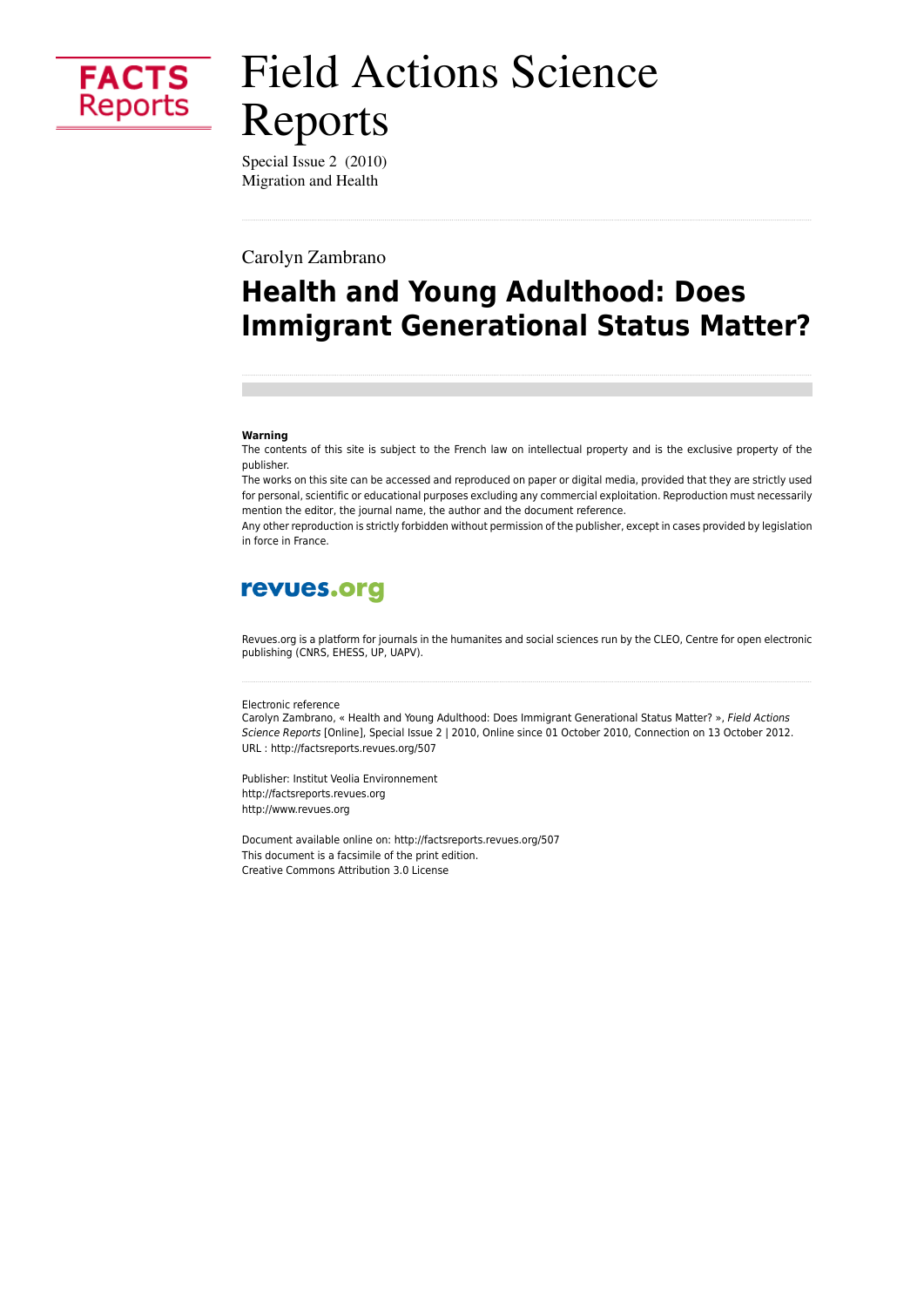FACTS Reports

# Field Actions Science Reports

Special Issue 2 (2010)
Migration and Health

Carolyn Zambrano

## Health and Young Adulthood: Does Immigrant Generational Status Matter?

**Warning**
The contents of this site is subject to the French law on intellectual property and is the exclusive property of the publisher.
The works on this site can be accessed and reproduced on paper or digital media, provided that they are strictly used for personal, scientific or educational purposes excluding any commercial exploitation. Reproduction must necessarily mention the editor, the journal name, the author and the document reference.
Any other reproduction is strictly forbidden without permission of the publisher, except in cases provided by legislation in force in France.

revues.org

Revues.org is a platform for journals in the humanites and social sciences run by the CLEO, Centre for open electronic publishing (CNRS, EHESS, UP, UAPV).

Electronic reference
Carolyn Zambrano, « Health and Young Adulthood: Does Immigrant Generational Status Matter? », *Field Actions Science Reports* [Online], Special Issue 2 | 2010, Online since 01 October 2010, Connection on 13 October 2012. URL : http://factsreports.revues.org/507

Publisher: Institut Veolia Environnement
http://factsreports.revues.org
http://www.revues.org

Document available online on: http://factsreports.revues.org/507
This document is a facsimile of the print edition.
Creative Commons Attribution 3.0 License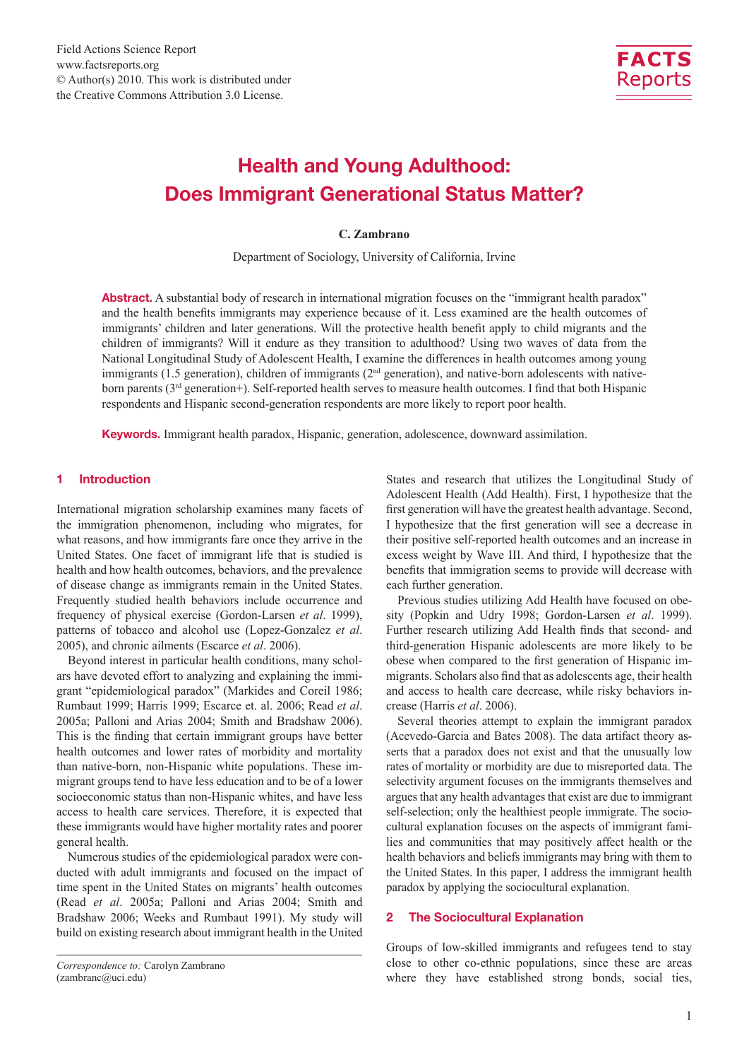# Health and Young Adulthood: Does Immigrant Generational Status Matter?

**C. Zambrano**

Department of Sociology, University of California, Irvine

**Abstract.** A substantial body of research in international migration focuses on the "immigrant health paradox" and the health benefits immigrants may experience because of it. Less examined are the health outcomes of immigrants' children and later generations. Will the protective health benefit apply to child migrants and the children of immigrants? Will it endure as they transition to adulthood? Using two waves of data from the National Longitudinal Study of Adolescent Health, I examine the differences in health outcomes among young immigrants (1.5 generation), children of immigrants (2nd generation), and native-born adolescents with native-born parents (3rd generation+). Self-reported health serves to measure health outcomes. I find that both Hispanic respondents and Hispanic second-generation respondents are more likely to report poor health.

**Keywords.** Immigrant health paradox, Hispanic, generation, adolescence, downward assimilation.

## 1 Introduction

International migration scholarship examines many facets of the immigration phenomenon, including who migrates, for what reasons, and how immigrants fare once they arrive in the United States. One facet of immigrant life that is studied is health and how health outcomes, behaviors, and the prevalence of disease change as immigrants remain in the United States. Frequently studied health behaviors include occurrence and frequency of physical exercise (Gordon-Larsen *et al*. 1999), patterns of tobacco and alcohol use (Lopez-Gonzalez *et al*. 2005), and chronic ailments (Escarce *et al*. 2006).

Beyond interest in particular health conditions, many scholars have devoted effort to analyzing and explaining the immigrant "epidemiological paradox" (Markides and Coreil 1986; Rumbaut 1999; Harris 1999; Escarce et. al. 2006; Read *et al*. 2005a; Palloni and Arias 2004; Smith and Bradshaw 2006). This is the finding that certain immigrant groups have better health outcomes and lower rates of morbidity and mortality than native-born, non-Hispanic white populations. These immigrant groups tend to have less education and to be of a lower socioeconomic status than non-Hispanic whites, and have less access to health care services. Therefore, it is expected that these immigrants would have higher mortality rates and poorer general health.

Numerous studies of the epidemiological paradox were conducted with adult immigrants and focused on the impact of time spent in the United States on migrants' health outcomes (Read *et al*. 2005a; Palloni and Arias 2004; Smith and Bradshaw 2006; Weeks and Rumbaut 1991). My study will build on existing research about immigrant health in the United States and research that utilizes the Longitudinal Study of Adolescent Health (Add Health). First, I hypothesize that the first generation will have the greatest health advantage. Second, I hypothesize that the first generation will see a decrease in their positive self-reported health outcomes and an increase in excess weight by Wave III. And third, I hypothesize that the benefits that immigration seems to provide will decrease with each further generation.

Previous studies utilizing Add Health have focused on obesity (Popkin and Udry 1998; Gordon-Larsen *et al*. 1999). Further research utilizing Add Health finds that second- and third-generation Hispanic adolescents are more likely to be obese when compared to the first generation of Hispanic immigrants. Scholars also find that as adolescents age, their health and access to health care decrease, while risky behaviors increase (Harris *et al*. 2006).

Several theories attempt to explain the immigrant paradox (Acevedo-Garcia and Bates 2008). The data artifact theory asserts that a paradox does not exist and that the unusually low rates of mortality or morbidity are due to misreported data. The selectivity argument focuses on the immigrants themselves and argues that any health advantages that exist are due to immigrant self-selection; only the healthiest people immigrate. The sociocultural explanation focuses on the aspects of immigrant families and communities that may positively affect health or the health behaviors and beliefs immigrants may bring with them to the United States. In this paper, I address the immigrant health paradox by applying the sociocultural explanation.

## 2 The Sociocultural Explanation

Groups of low-skilled immigrants and refugees tend to stay close to other co-ethnic populations, since these are areas where they have established strong bonds, social ties,

*Correspondence to:* Carolyn Zambrano (zambranc@uci.edu)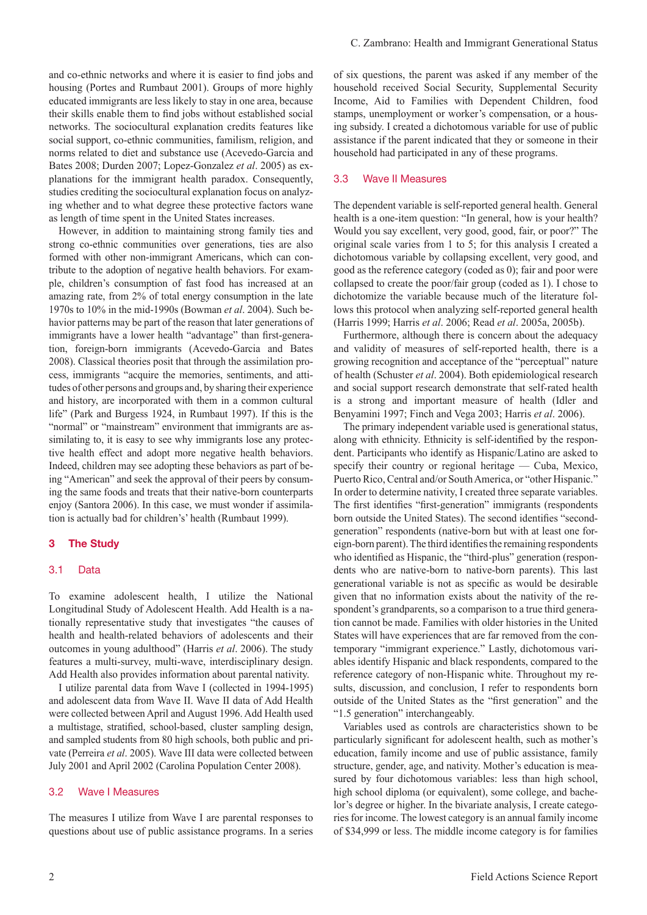and co-ethnic networks and where it is easier to find jobs and housing (Portes and Rumbaut 2001). Groups of more highly educated immigrants are less likely to stay in one area, because their skills enable them to find jobs without established social networks. The sociocultural explanation credits features like social support, co-ethnic communities, familism, religion, and norms related to diet and substance use (Acevedo-Garcia and Bates 2008; Durden 2007; Lopez-Gonzalez *et al*. 2005) as explanations for the immigrant health paradox. Consequently, studies crediting the sociocultural explanation focus on analyzing whether and to what degree these protective factors wane as length of time spent in the United States increases.

However, in addition to maintaining strong family ties and strong co-ethnic communities over generations, ties are also formed with other non-immigrant Americans, which can contribute to the adoption of negative health behaviors. For example, children's consumption of fast food has increased at an amazing rate, from 2% of total energy consumption in the late 1970s to 10% in the mid-1990s (Bowman *et al*. 2004). Such behavior patterns may be part of the reason that later generations of immigrants have a lower health "advantage" than first-generation, foreign-born immigrants (Acevedo-Garcia and Bates 2008). Classical theories posit that through the assimilation process, immigrants "acquire the memories, sentiments, and attitudes of other persons and groups and, by sharing their experience and history, are incorporated with them in a common cultural life" (Park and Burgess 1924, in Rumbaut 1997). If this is the "normal" or "mainstream" environment that immigrants are assimilating to, it is easy to see why immigrants lose any protective health effect and adopt more negative health behaviors. Indeed, children may see adopting these behaviors as part of being "American" and seek the approval of their peers by consuming the same foods and treats that their native-born counterparts enjoy (Santora 2006). In this case, we must wonder if assimilation is actually bad for children's' health (Rumbaut 1999).

## 3 The Study

### 3.1 Data

To examine adolescent health, I utilize the National Longitudinal Study of Adolescent Health. Add Health is a nationally representative study that investigates "the causes of health and health-related behaviors of adolescents and their outcomes in young adulthood" (Harris *et al*. 2006). The study features a multi-survey, multi-wave, interdisciplinary design. Add Health also provides information about parental nativity.

I utilize parental data from Wave I (collected in 1994-1995) and adolescent data from Wave II. Wave II data of Add Health were collected between April and August 1996. Add Health used a multistage, stratified, school-based, cluster sampling design, and sampled students from 80 high schools, both public and private (Perreira *et al*. 2005). Wave III data were collected between July 2001 and April 2002 (Carolina Population Center 2008).

### 3.2 Wave I Measures

The measures I utilize from Wave I are parental responses to questions about use of public assistance programs. In a series of six questions, the parent was asked if any member of the household received Social Security, Supplemental Security Income, Aid to Families with Dependent Children, food stamps, unemployment or worker's compensation, or a housing subsidy. I created a dichotomous variable for use of public assistance if the parent indicated that they or someone in their household had participated in any of these programs.

### 3.3 Wave II Measures

The dependent variable is self-reported general health. General health is a one-item question: "In general, how is your health? Would you say excellent, very good, good, fair, or poor?" The original scale varies from 1 to 5; for this analysis I created a dichotomous variable by collapsing excellent, very good, and good as the reference category (coded as 0); fair and poor were collapsed to create the poor/fair group (coded as 1). I chose to dichotomize the variable because much of the literature follows this protocol when analyzing self-reported general health (Harris 1999; Harris *et al*. 2006; Read *et al*. 2005a, 2005b).

Furthermore, although there is concern about the adequacy and validity of measures of self-reported health, there is a growing recognition and acceptance of the "perceptual" nature of health (Schuster *et al*. 2004). Both epidemiological research and social support research demonstrate that self-rated health is a strong and important measure of health (Idler and Benyamini 1997; Finch and Vega 2003; Harris *et al*. 2006).

The primary independent variable used is generational status, along with ethnicity. Ethnicity is self-identified by the respondent. Participants who identify as Hispanic/Latino are asked to specify their country or regional heritage — Cuba, Mexico, Puerto Rico, Central and/or South America, or "other Hispanic." In order to determine nativity, I created three separate variables. The first identifies "first-generation" immigrants (respondents born outside the United States). The second identifies "second-generation" respondents (native-born but with at least one foreign-born parent). The third identifies the remaining respondents who identified as Hispanic, the "third-plus" generation (respondents who are native-born to native-born parents). This last generational variable is not as specific as would be desirable given that no information exists about the nativity of the respondent's grandparents, so a comparison to a true third generation cannot be made. Families with older histories in the United States will have experiences that are far removed from the contemporary "immigrant experience." Lastly, dichotomous variables identify Hispanic and black respondents, compared to the reference category of non-Hispanic white. Throughout my results, discussion, and conclusion, I refer to respondents born outside of the United States as the "first generation" and the "1.5 generation" interchangeably.

Variables used as controls are characteristics shown to be particularly significant for adolescent health, such as mother's education, family income and use of public assistance, family structure, gender, age, and nativity. Mother's education is measured by four dichotomous variables: less than high school, high school diploma (or equivalent), some college, and bachelor's degree or higher. In the bivariate analysis, I create categories for income. The lowest category is an annual family income of $34,999 or less. The middle income category is for families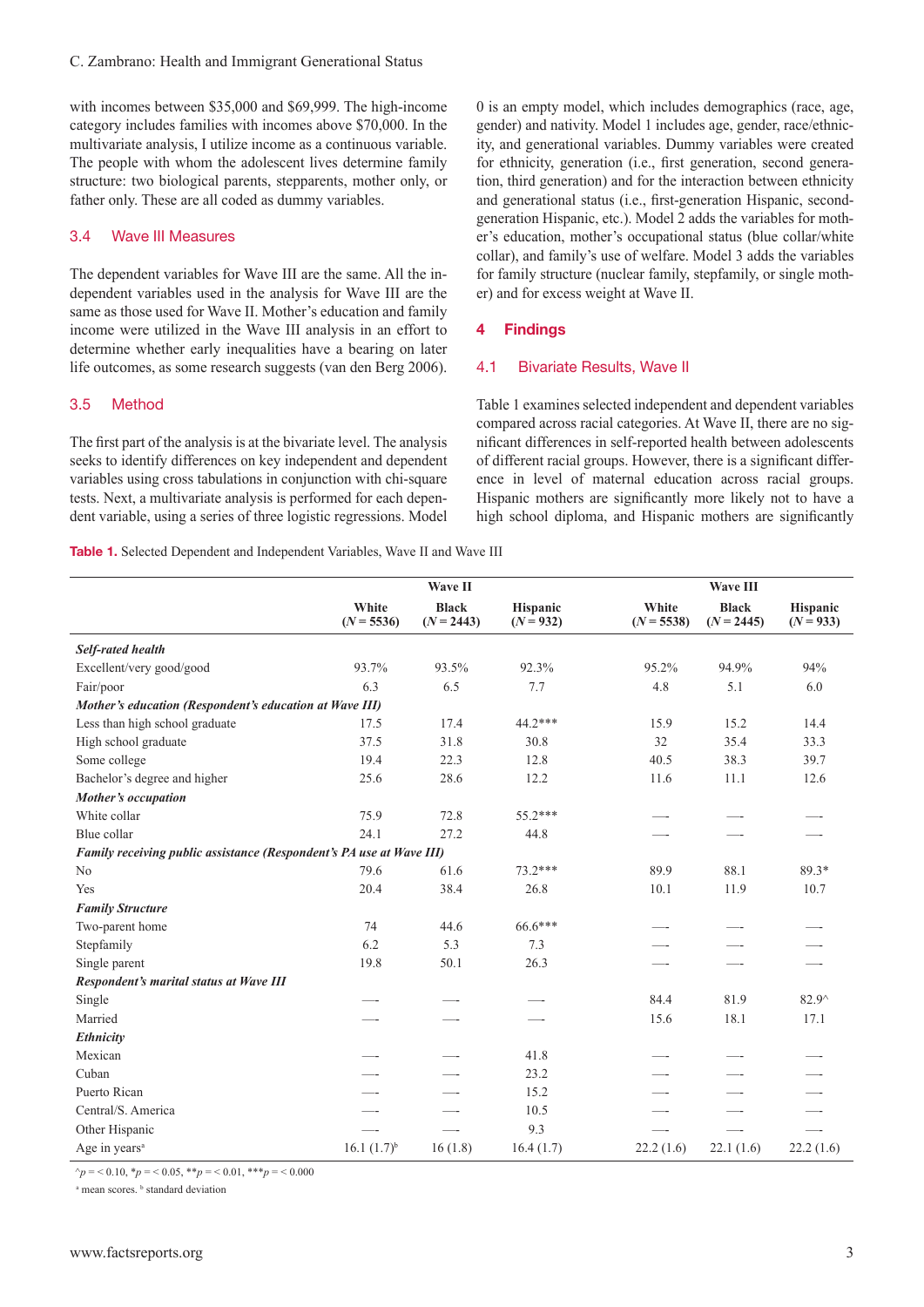with incomes between $35,000 and $69,999. The high-income category includes families with incomes above $70,000. In the multivariate analysis, I utilize income as a continuous variable. The people with whom the adolescent lives determine family structure: two biological parents, stepparents, mother only, or father only. These are all coded as dummy variables.

### 3.4 Wave III Measures

The dependent variables for Wave III are the same. All the independent variables used in the analysis for Wave III are the same as those used for Wave II. Mother's education and family income were utilized in the Wave III analysis in an effort to determine whether early inequalities have a bearing on later life outcomes, as some research suggests (van den Berg 2006).

### 3.5 Method

The first part of the analysis is at the bivariate level. The analysis seeks to identify differences on key independent and dependent variables using cross tabulations in conjunction with chi-square tests. Next, a multivariate analysis is performed for each dependent variable, using a series of three logistic regressions. Model 0 is an empty model, which includes demographics (race, age, gender) and nativity. Model 1 includes age, gender, race/ethnicity, and generational variables. Dummy variables were created for ethnicity, generation (i.e., first generation, second generation, third generation) and for the interaction between ethnicity and generational status (i.e., first-generation Hispanic, second-generation Hispanic, etc.). Model 2 adds the variables for mother's education, mother's occupational status (blue collar/white collar), and family's use of welfare. Model 3 adds the variables for family structure (nuclear family, stepfamily, or single mother) and for excess weight at Wave II.

## 4 Findings

### 4.1 Bivariate Results, Wave II

Table 1 examines selected independent and dependent variables compared across racial categories. At Wave II, there are no significant differences in self-reported health between adolescents of different racial groups. However, there is a significant difference in level of maternal education across racial groups. Hispanic mothers are significantly more likely not to have a high school diploma, and Hispanic mothers are significantly

**Table 1.** Selected Dependent and Independent Variables, Wave II and Wave III

| | Wave II | | | Wave III | | |
|---|---|---|---|---|---|---|
| | White ($N$ = 5536) | Black ($N$ = 2443) | Hispanic ($N$ = 932) | White ($N$ = 5538) | Black ($N$ = 2445) | Hispanic ($N$ = 933) |
| ***Self-rated health*** | | | | | | |
| Excellent/very good/good | 93.7% | 93.5% | 92.3% | 95.2% | 94.9% | 94% |
| Fair/poor | 6.3 | 6.5 | 7.7 | 4.8 | 5.1 | 6.0 |
| ***Mother's education (Respondent's education at Wave III)*** | | | | | | |
| Less than high school graduate | 17.5 | 17.4 | 44.2*** | 15.9 | 15.2 | 14.4 |
| High school graduate | 37.5 | 31.8 | 30.8 | 32 | 35.4 | 33.3 |
| Some college | 19.4 | 22.3 | 12.8 | 40.5 | 38.3 | 39.7 |
| Bachelor's degree and higher | 25.6 | 28.6 | 12.2 | 11.6 | 11.1 | 12.6 |
| ***Mother's occupation*** | | | | | | |
| White collar | 75.9 | 72.8 | 55.2*** | — | — | — |
| Blue collar | 24.1 | 27.2 | 44.8 | — | — | — |
| ***Family receiving public assistance (Respondent's PA use at Wave III)*** | | | | | | |
| No | 79.6 | 61.6 | 73.2*** | 89.9 | 88.1 | 89.3* |
| Yes | 20.4 | 38.4 | 26.8 | 10.1 | 11.9 | 10.7 |
| ***Family Structure*** | | | | | | |
| Two-parent home | 74 | 44.6 | 66.6*** | — | — | — |
| Stepfamily | 6.2 | 5.3 | 7.3 | — | — | — |
| Single parent | 19.8 | 50.1 | 26.3 | — | — | — |
| ***Respondent's marital status at Wave III*** | | | | | | |
| Single | — | — | — | 84.4 | 81.9 | 82.9^ |
| Married | — | — | — | 15.6 | 18.1 | 17.1 |
| ***Ethnicity*** | | | | | | |
| Mexican | — | — | 41.8 | — | — | — |
| Cuban | — | — | 23.2 | — | — | — |
| Puerto Rican | — | — | 15.2 | — | — | — |
| Central/S. America | — | — | 10.5 | — | — | — |
| Other Hispanic | — | — | 9.3 | — | — | — |
| Age in years[a] | 16.1 (1.7)[b] | 16 (1.8) | 16.4 (1.7) | 22.2 (1.6) | 22.1 (1.6) | 22.2 (1.6) |

^$p$ = < 0.10, *$p$ = < 0.05, **$p$ = < 0.01, ***$p$ = < 0.000

[a] mean scores. [b] standard deviation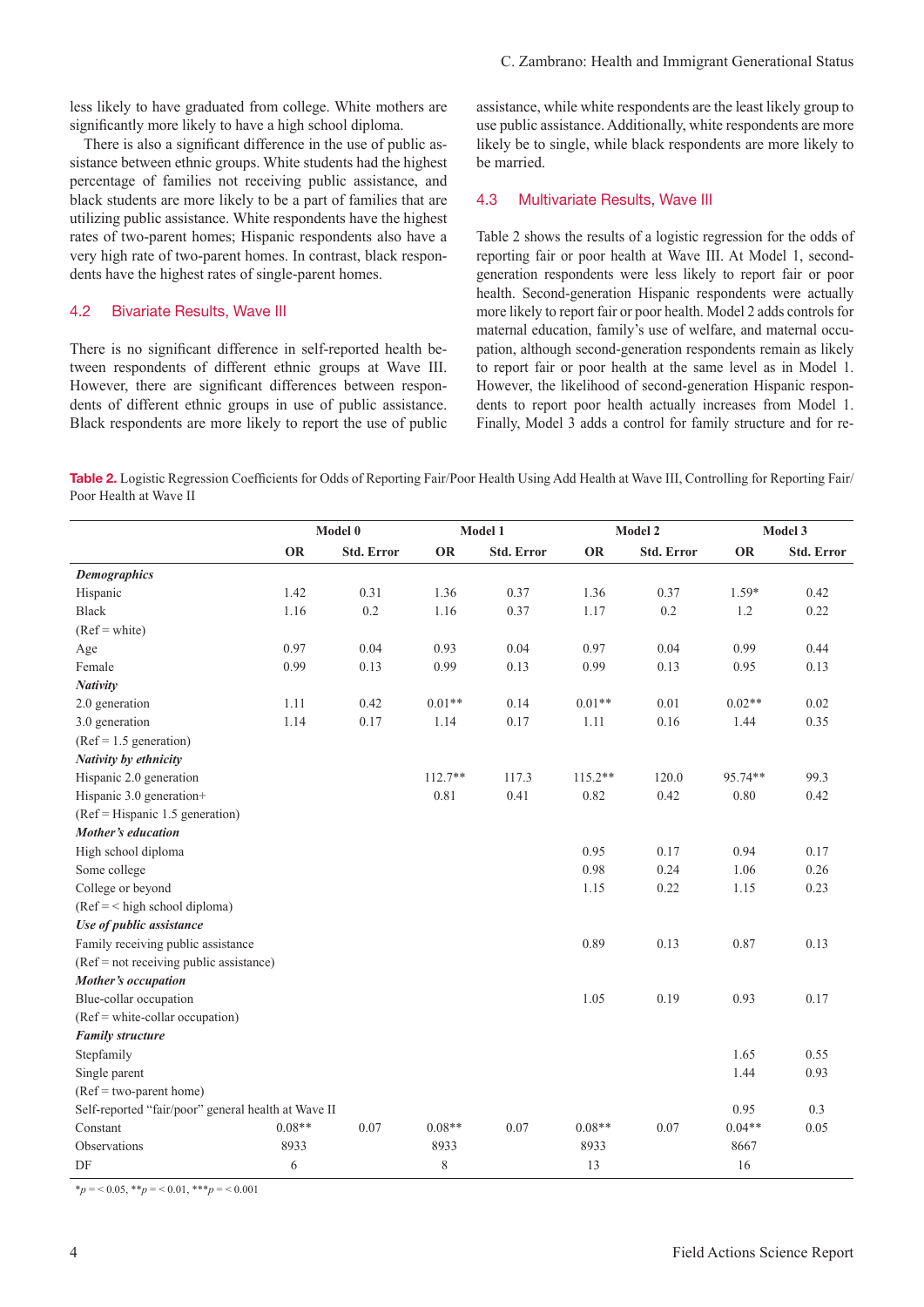less likely to have graduated from college. White mothers are significantly more likely to have a high school diploma.

There is also a significant difference in the use of public assistance between ethnic groups. White students had the highest percentage of families not receiving public assistance, and black students are more likely to be a part of families that are utilizing public assistance. White respondents have the highest rates of two-parent homes; Hispanic respondents also have a very high rate of two-parent homes. In contrast, black respondents have the highest rates of single-parent homes.

## 4.2 Bivariate Results, Wave III

There is no significant difference in self-reported health between respondents of different ethnic groups at Wave III. However, there are significant differences between respondents of different ethnic groups in use of public assistance. Black respondents are more likely to report the use of public assistance, while white respondents are the least likely group to use public assistance. Additionally, white respondents are more likely be to single, while black respondents are more likely to be married.

## 4.3 Multivariate Results, Wave III

Table 2 shows the results of a logistic regression for the odds of reporting fair or poor health at Wave III. At Model 1, second-generation respondents were less likely to report fair or poor health. Second-generation Hispanic respondents were actually more likely to report fair or poor health. Model 2 adds controls for maternal education, family's use of welfare, and maternal occupation, although second-generation respondents remain as likely to report fair or poor health at the same level as in Model 1. However, the likelihood of second-generation Hispanic respondents to report poor health actually increases from Model 1. Finally, Model 3 adds a control for family structure and for re-

**Table 2.** Logistic Regression Coefficients for Odds of Reporting Fair/Poor Health Using Add Health at Wave III, Controlling for Reporting Fair/Poor Health at Wave II

| | Model 0 | | Model 1 | | Model 2 | | Model 3 | |
|---|---|---|---|---|---|---|---|---|
| | OR | Std. Error | OR | Std. Error | OR | Std. Error | OR | Std. Error |
| ***Demographics*** | | | | | | | | |
| Hispanic | 1.42 | 0.31 | 1.36 | 0.37 | 1.36 | 0.37 | 1.59* | 0.42 |
| Black | 1.16 | 0.2 | 1.16 | 0.37 | 1.17 | 0.2 | 1.2 | 0.22 |
| (Ref = white) | | | | | | | | |
| Age | 0.97 | 0.04 | 0.93 | 0.04 | 0.97 | 0.04 | 0.99 | 0.44 |
| Female | 0.99 | 0.13 | 0.99 | 0.13 | 0.99 | 0.13 | 0.95 | 0.13 |
| ***Nativity*** | | | | | | | | |
| 2.0 generation | 1.11 | 0.42 | 0.01** | 0.14 | 0.01** | 0.01 | 0.02** | 0.02 |
| 3.0 generation | 1.14 | 0.17 | 1.14 | 0.17 | 1.11 | 0.16 | 1.44 | 0.35 |
| (Ref = 1.5 generation) | | | | | | | | |
| ***Nativity by ethnicity*** | | | | | | | | |
| Hispanic 2.0 generation | | | 112.7** | 117.3 | 115.2** | 120.0 | 95.74** | 99.3 |
| Hispanic 3.0 generation+ | | | 0.81 | 0.41 | 0.82 | 0.42 | 0.80 | 0.42 |
| (Ref = Hispanic 1.5 generation) | | | | | | | | |
| ***Mother's education*** | | | | | | | | |
| High school diploma | | | | | 0.95 | 0.17 | 0.94 | 0.17 |
| Some college | | | | | 0.98 | 0.24 | 1.06 | 0.26 |
| College or beyond | | | | | 1.15 | 0.22 | 1.15 | 0.23 |
| (Ref = < high school diploma) | | | | | | | | |
| ***Use of public assistance*** | | | | | | | | |
| Family receiving public assistance | | | | | 0.89 | 0.13 | 0.87 | 0.13 |
| (Ref = not receiving public assistance) | | | | | | | | |
| ***Mother's occupation*** | | | | | | | | |
| Blue-collar occupation | | | | | 1.05 | 0.19 | 0.93 | 0.17 |
| (Ref = white-collar occupation) | | | | | | | | |
| ***Family structure*** | | | | | | | | |
| Stepfamily | | | | | | | 1.65 | 0.55 |
| Single parent | | | | | | | 1.44 | 0.93 |
| (Ref = two-parent home) | | | | | | | | |
| Self-reported "fair/poor" general health at Wave II | | | | | | | 0.95 | 0.3 |
| Constant | 0.08** | 0.07 | 0.08** | 0.07 | 0.08** | 0.07 | 0.04** | 0.05 |
| Observations | 8933 | | 8933 | | 8933 | | 8667 | |
| DF | 6 | | 8 | | 13 | | 16 | |

$^{*}p = < 0.05$, $^{**}p = < 0.01$, $^{***}p = < 0.001$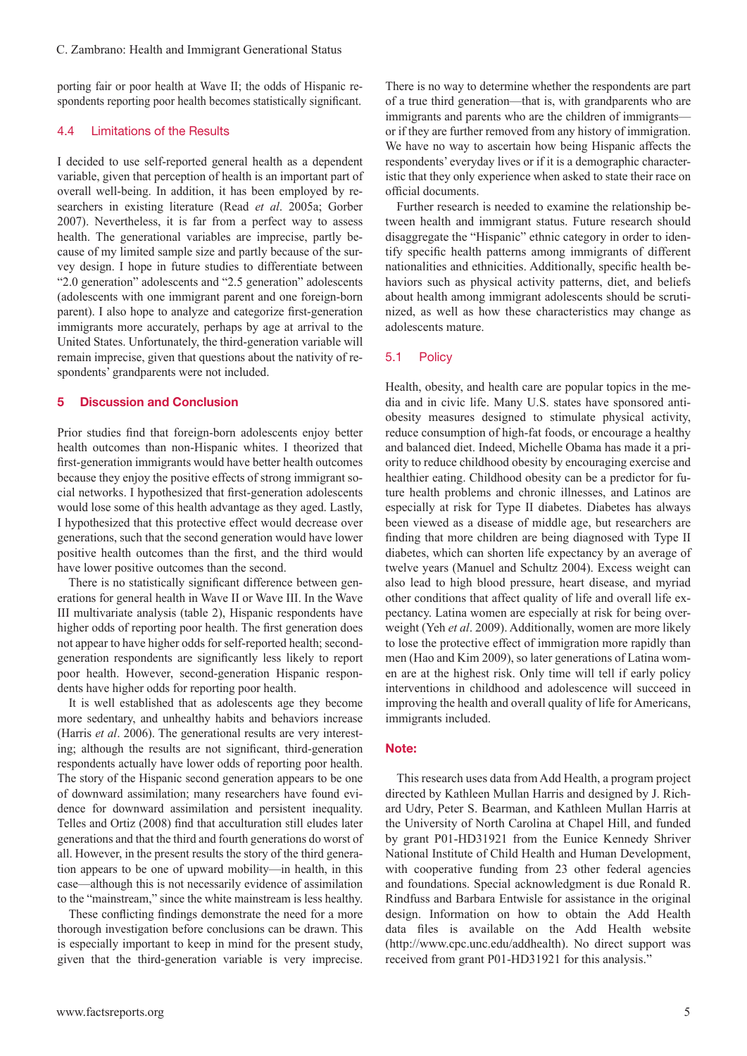porting fair or poor health at Wave II; the odds of Hispanic respondents reporting poor health becomes statistically significant.

### 4.4 Limitations of the Results

I decided to use self-reported general health as a dependent variable, given that perception of health is an important part of overall well-being. In addition, it has been employed by researchers in existing literature (Read *et al*. 2005a; Gorber 2007). Nevertheless, it is far from a perfect way to assess health. The generational variables are imprecise, partly because of my limited sample size and partly because of the survey design. I hope in future studies to differentiate between "2.0 generation" adolescents and "2.5 generation" adolescents (adolescents with one immigrant parent and one foreign-born parent). I also hope to analyze and categorize first-generation immigrants more accurately, perhaps by age at arrival to the United States. Unfortunately, the third-generation variable will remain imprecise, given that questions about the nativity of respondents' grandparents were not included.

## 5 Discussion and Conclusion

Prior studies find that foreign-born adolescents enjoy better health outcomes than non-Hispanic whites. I theorized that first-generation immigrants would have better health outcomes because they enjoy the positive effects of strong immigrant social networks. I hypothesized that first-generation adolescents would lose some of this health advantage as they aged. Lastly, I hypothesized that this protective effect would decrease over generations, such that the second generation would have lower positive health outcomes than the first, and the third would have lower positive outcomes than the second.

There is no statistically significant difference between generations for general health in Wave II or Wave III. In the Wave III multivariate analysis (table 2), Hispanic respondents have higher odds of reporting poor health. The first generation does not appear to have higher odds for self-reported health; second-generation respondents are significantly less likely to report poor health. However, second-generation Hispanic respondents have higher odds for reporting poor health.

It is well established that as adolescents age they become more sedentary, and unhealthy habits and behaviors increase (Harris *et al*. 2006). The generational results are very interesting; although the results are not significant, third-generation respondents actually have lower odds of reporting poor health. The story of the Hispanic second generation appears to be one of downward assimilation; many researchers have found evidence for downward assimilation and persistent inequality. Telles and Ortiz (2008) find that acculturation still eludes later generations and that the third and fourth generations do worst of all. However, in the present results the story of the third generation appears to be one of upward mobility—in health, in this case—although this is not necessarily evidence of assimilation to the "mainstream," since the white mainstream is less healthy.

These conflicting findings demonstrate the need for a more thorough investigation before conclusions can be drawn. This is especially important to keep in mind for the present study, given that the third-generation variable is very imprecise. There is no way to determine whether the respondents are part of a true third generation—that is, with grandparents who are immigrants and parents who are the children of immigrants—or if they are further removed from any history of immigration. We have no way to ascertain how being Hispanic affects the respondents' everyday lives or if it is a demographic characteristic that they only experience when asked to state their race on official documents.

Further research is needed to examine the relationship between health and immigrant status. Future research should disaggregate the "Hispanic" ethnic category in order to identify specific health patterns among immigrants of different nationalities and ethnicities. Additionally, specific health behaviors such as physical activity patterns, diet, and beliefs about health among immigrant adolescents should be scrutinized, as well as how these characteristics may change as adolescents mature.

### 5.1 Policy

Health, obesity, and health care are popular topics in the media and in civic life. Many U.S. states have sponsored anti-obesity measures designed to stimulate physical activity, reduce consumption of high-fat foods, or encourage a healthy and balanced diet. Indeed, Michelle Obama has made it a priority to reduce childhood obesity by encouraging exercise and healthier eating. Childhood obesity can be a predictor for future health problems and chronic illnesses, and Latinos are especially at risk for Type II diabetes. Diabetes has always been viewed as a disease of middle age, but researchers are finding that more children are being diagnosed with Type II diabetes, which can shorten life expectancy by an average of twelve years (Manuel and Schultz 2004). Excess weight can also lead to high blood pressure, heart disease, and myriad other conditions that affect quality of life and overall life expectancy. Latina women are especially at risk for being overweight (Yeh *et al*. 2009). Additionally, women are more likely to lose the protective effect of immigration more rapidly than men (Hao and Kim 2009), so later generations of Latina women are at the highest risk. Only time will tell if early policy interventions in childhood and adolescence will succeed in improving the health and overall quality of life for Americans, immigrants included.

**Note:**

This research uses data from Add Health, a program project directed by Kathleen Mullan Harris and designed by J. Richard Udry, Peter S. Bearman, and Kathleen Mullan Harris at the University of North Carolina at Chapel Hill, and funded by grant P01-HD31921 from the Eunice Kennedy Shriver National Institute of Child Health and Human Development, with cooperative funding from 23 other federal agencies and foundations. Special acknowledgment is due Ronald R. Rindfuss and Barbara Entwisle for assistance in the original design. Information on how to obtain the Add Health data files is available on the Add Health website (http://www.cpc.unc.edu/addhealth). No direct support was received from grant P01-HD31921 for this analysis."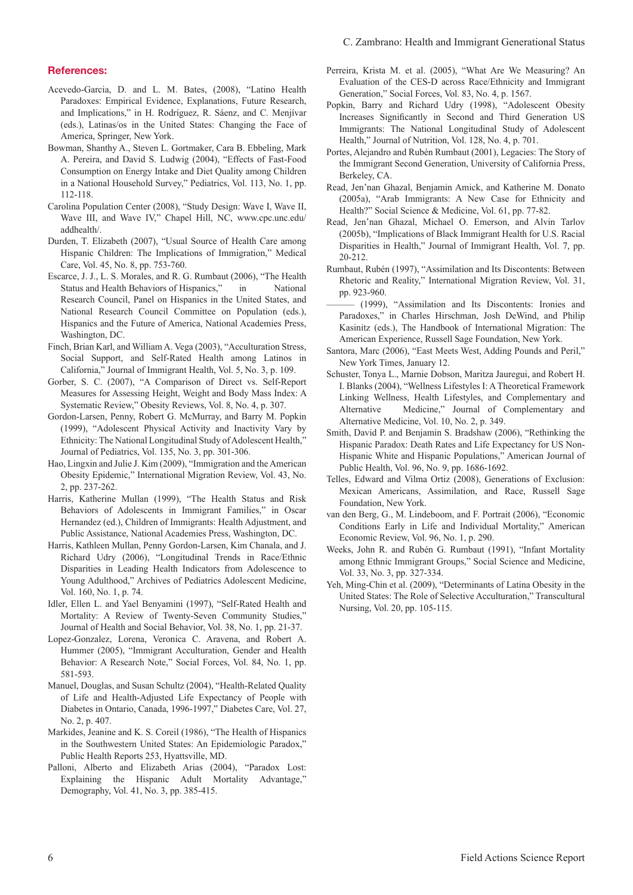## References:

Acevedo-Garcia, D. and L. M. Bates, (2008), "Latino Health Paradoxes: Empirical Evidence, Explanations, Future Research, and Implications," in H. Rodríguez, R. Sáenz, and C. Menjívar (eds.), Latinas/os in the United States: Changing the Face of America, Springer, New York.

Bowman, Shanthy A., Steven L. Gortmaker, Cara B. Ebbeling, Mark A. Pereira, and David S. Ludwig (2004), "Effects of Fast-Food Consumption on Energy Intake and Diet Quality among Children in a National Household Survey," Pediatrics, Vol. 113, No. 1, pp. 112-118.

Carolina Population Center (2008), "Study Design: Wave I, Wave II, Wave III, and Wave IV," Chapel Hill, NC, www.cpc.unc.edu/addhealth/.

Durden, T. Elizabeth (2007), "Usual Source of Health Care among Hispanic Children: The Implications of Immigration," Medical Care, Vol. 45, No. 8, pp. 753-760.

Escarce, J. J., L. S. Morales, and R. G. Rumbaut (2006), "The Health Status and Health Behaviors of Hispanics," in National Research Council, Panel on Hispanics in the United States, and National Research Council Committee on Population (eds.), Hispanics and the Future of America, National Academies Press, Washington, DC.

Finch, Brian Karl, and William A. Vega (2003), "Acculturation Stress, Social Support, and Self-Rated Health among Latinos in California," Journal of Immigrant Health, Vol. 5, No. 3, p. 109.

Gorber, S. C. (2007), "A Comparison of Direct vs. Self-Report Measures for Assessing Height, Weight and Body Mass Index: A Systematic Review," Obesity Reviews, Vol. 8, No. 4, p. 307.

Gordon-Larsen, Penny, Robert G. McMurray, and Barry M. Popkin (1999), "Adolescent Physical Activity and Inactivity Vary by Ethnicity: The National Longitudinal Study of Adolescent Health," Journal of Pediatrics, Vol. 135, No. 3, pp. 301-306.

Hao, Lingxin and Julie J. Kim (2009), "Immigration and the American Obesity Epidemic," International Migration Review, Vol. 43, No. 2, pp. 237-262.

Harris, Katherine Mullan (1999), "The Health Status and Risk Behaviors of Adolescents in Immigrant Families," in Oscar Hernandez (ed.), Children of Immigrants: Health Adjustment, and Public Assistance, National Academies Press, Washington, DC.

Harris, Kathleen Mullan, Penny Gordon-Larsen, Kim Chanala, and J. Richard Udry (2006), "Longitudinal Trends in Race/Ethnic Disparities in Leading Health Indicators from Adolescence to Young Adulthood," Archives of Pediatrics Adolescent Medicine, Vol. 160, No. 1, p. 74.

Idler, Ellen L. and Yael Benyamini (1997), "Self-Rated Health and Mortality: A Review of Twenty-Seven Community Studies," Journal of Health and Social Behavior, Vol. 38, No. 1, pp. 21-37.

Lopez-Gonzalez, Lorena, Veronica C. Aravena, and Robert A. Hummer (2005), "Immigrant Acculturation, Gender and Health Behavior: A Research Note," Social Forces, Vol. 84, No. 1, pp. 581-593.

Manuel, Douglas, and Susan Schultz (2004), "Health-Related Quality of Life and Health-Adjusted Life Expectancy of People with Diabetes in Ontario, Canada, 1996-1997," Diabetes Care, Vol. 27, No. 2, p. 407.

Markides, Jeanine and K. S. Coreil (1986), "The Health of Hispanics in the Southwestern United States: An Epidemiologic Paradox," Public Health Reports 253, Hyattsville, MD.

Palloni, Alberto and Elizabeth Arias (2004), "Paradox Lost: Explaining the Hispanic Adult Mortality Advantage," Demography, Vol. 41, No. 3, pp. 385-415.

Perreira, Krista M. et al. (2005), "What Are We Measuring? An Evaluation of the CES-D across Race/Ethnicity and Immigrant Generation," Social Forces, Vol. 83, No. 4, p. 1567.

Popkin, Barry and Richard Udry (1998), "Adolescent Obesity Increases Significantly in Second and Third Generation US Immigrants: The National Longitudinal Study of Adolescent Health," Journal of Nutrition, Vol. 128, No. 4, p. 701.

Portes, Alejandro and Rubén Rumbaut (2001), Legacies: The Story of the Immigrant Second Generation, University of California Press, Berkeley, CA.

Read, Jen'nan Ghazal, Benjamin Amick, and Katherine M. Donato (2005a), "Arab Immigrants: A New Case for Ethnicity and Health?" Social Science & Medicine, Vol. 61, pp. 77-82.

Read, Jen'nan Ghazal, Michael O. Emerson, and Alvin Tarlov (2005b), "Implications of Black Immigrant Health for U.S. Racial Disparities in Health," Journal of Immigrant Health, Vol. 7, pp. 20-212.

Rumbaut, Rubén (1997), "Assimilation and Its Discontents: Between Rhetoric and Reality," International Migration Review, Vol. 31, pp. 923-960.

——— (1999), "Assimilation and Its Discontents: Ironies and Paradoxes," in Charles Hirschman, Josh DeWind, and Philip Kasinitz (eds.), The Handbook of International Migration: The American Experience, Russell Sage Foundation, New York.

Santora, Marc (2006), "East Meets West, Adding Pounds and Peril," New York Times, January 12.

Schuster, Tonya L., Marnie Dobson, Maritza Jauregui, and Robert H. I. Blanks (2004), "Wellness Lifestyles I: A Theoretical Framework Linking Wellness, Health Lifestyles, and Complementary and Alternative Medicine," Journal of Complementary and Alternative Medicine, Vol. 10, No. 2, p. 349.

Smith, David P. and Benjamin S. Bradshaw (2006), "Rethinking the Hispanic Paradox: Death Rates and Life Expectancy for US Non-Hispanic White and Hispanic Populations," American Journal of Public Health, Vol. 96, No. 9, pp. 1686-1692.

Telles, Edward and Vilma Ortiz (2008), Generations of Exclusion: Mexican Americans, Assimilation, and Race, Russell Sage Foundation, New York.

van den Berg, G., M. Lindeboom, and F. Portrait (2006), "Economic Conditions Early in Life and Individual Mortality," American Economic Review, Vol. 96, No. 1, p. 290.

Weeks, John R. and Rubén G. Rumbaut (1991), "Infant Mortality among Ethnic Immigrant Groups," Social Science and Medicine, Vol. 33, No. 3, pp. 327-334.

Yeh, Ming-Chin et al. (2009), "Determinants of Latina Obesity in the United States: The Role of Selective Acculturation," Transcultural Nursing, Vol. 20, pp. 105-115.